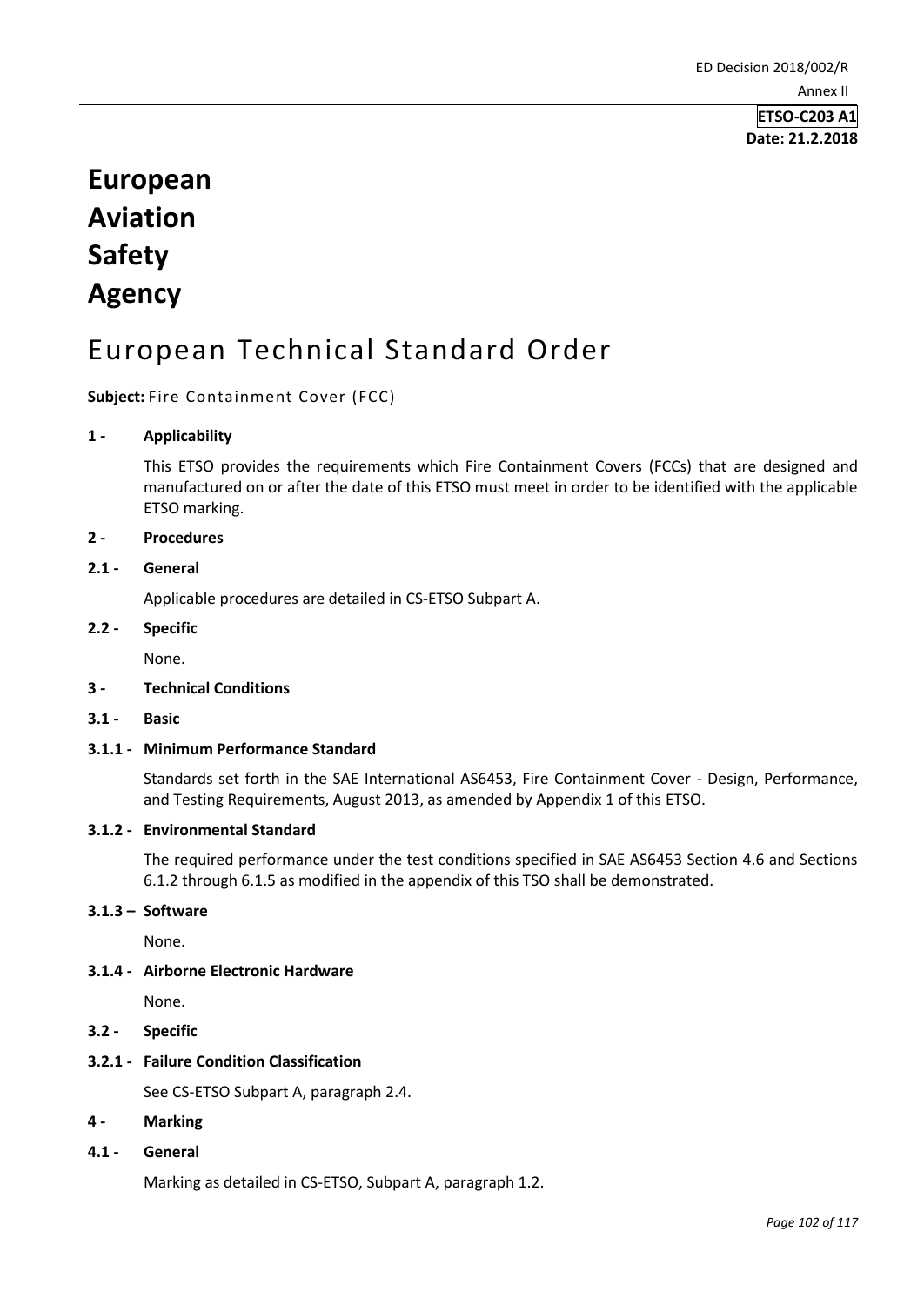**ETSO-C203 A1**
**Date: 21.2.2018**

# European Aviation Safety Agency

# European Technical Standard Order

**Subject:** Fire Containment Cover (FCC)

## 1 - Applicability

This ETSO provides the requirements which Fire Containment Covers (FCCs) that are designed and manufactured on or after the date of this ETSO must meet in order to be identified with the applicable ETSO marking.

## 2 - Procedures

### 2.1 - General

Applicable procedures are detailed in CS-ETSO Subpart A.

### 2.2 - Specific

None.

## 3 - Technical Conditions

### 3.1 - Basic

#### 3.1.1 - Minimum Performance Standard

Standards set forth in the SAE International AS6453, Fire Containment Cover - Design, Performance, and Testing Requirements, August 2013, as amended by Appendix 1 of this ETSO.

#### 3.1.2 - Environmental Standard

The required performance under the test conditions specified in SAE AS6453 Section 4.6 and Sections 6.1.2 through 6.1.5 as modified in the appendix of this TSO shall be demonstrated.

#### 3.1.3 – Software

None.

#### 3.1.4 - Airborne Electronic Hardware

None.

### 3.2 - Specific

#### 3.2.1 - Failure Condition Classification

See CS-ETSO Subpart A, paragraph 2.4.

## 4 - Marking

### 4.1 - General

Marking as detailed in CS-ETSO, Subpart A, paragraph 1.2.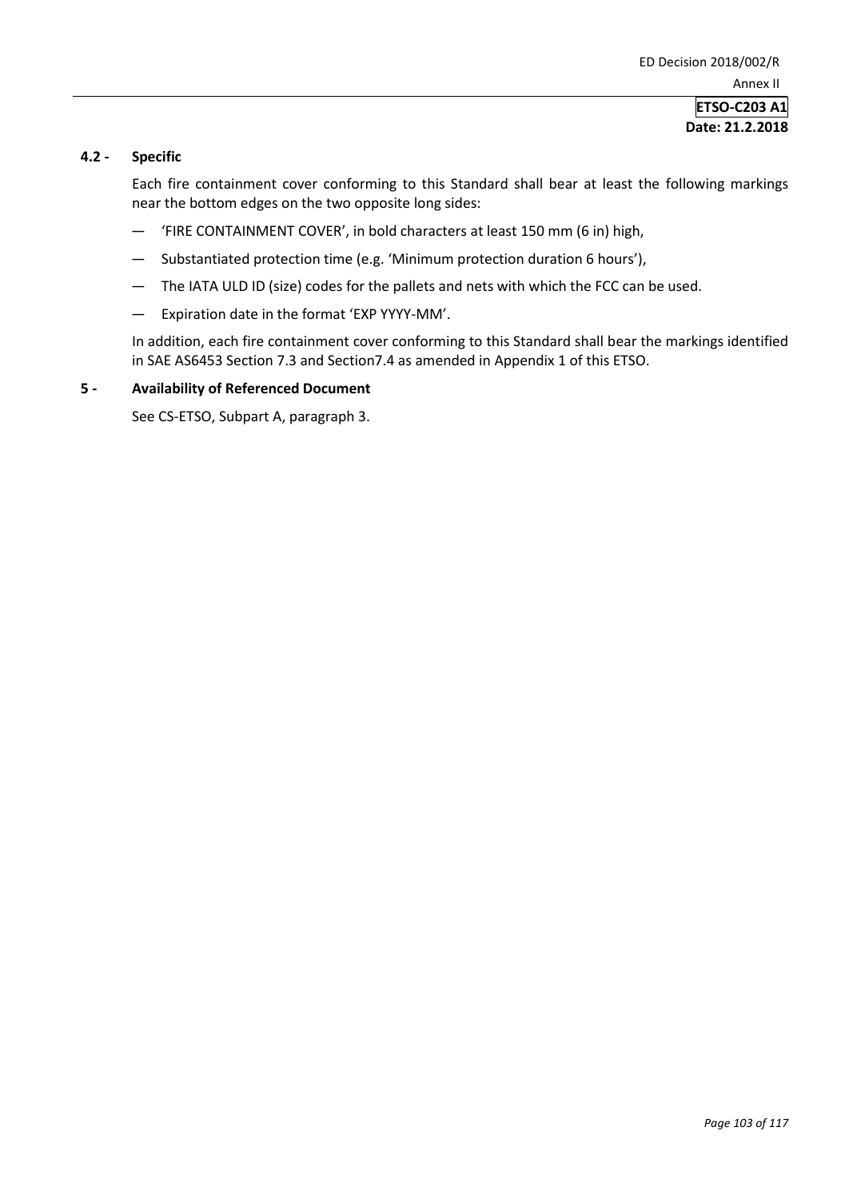### 4.2 - Specific

Each fire containment cover conforming to this Standard shall bear at least the following markings near the bottom edges on the two opposite long sides:

- 'FIRE CONTAINMENT COVER', in bold characters at least 150 mm (6 in) high,
- Substantiated protection time (e.g. 'Minimum protection duration 6 hours'),
- The IATA ULD ID (size) codes for the pallets and nets with which the FCC can be used.
- Expiration date in the format 'EXP YYYY-MM'.

In addition, each fire containment cover conforming to this Standard shall bear the markings identified in SAE AS6453 Section 7.3 and Section7.4 as amended in Appendix 1 of this ETSO.

### 5 - Availability of Referenced Document

See CS-ETSO, Subpart A, paragraph 3.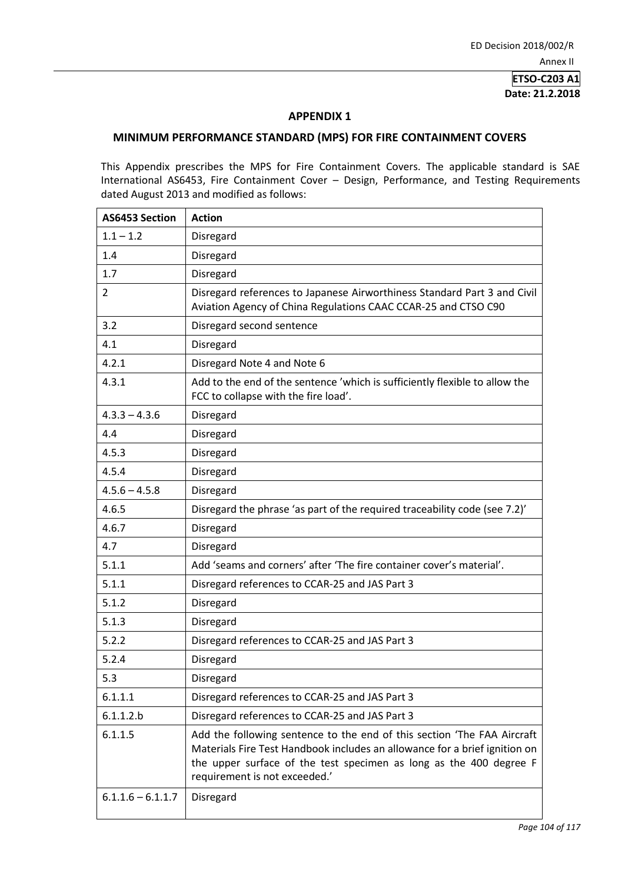**ETSO-C203 A1**
**Date: 21.2.2018**

## APPENDIX 1

## MINIMUM PERFORMANCE STANDARD (MPS) FOR FIRE CONTAINMENT COVERS

This Appendix prescribes the MPS for Fire Containment Covers. The applicable standard is SAE International AS6453, Fire Containment Cover – Design, Performance, and Testing Requirements dated August 2013 and modified as follows:

| AS6453 Section | Action |
|---|---|
| 1.1 – 1.2 | Disregard |
| 1.4 | Disregard |
| 1.7 | Disregard |
| 2 | Disregard references to Japanese Airworthiness Standard Part 3 and Civil Aviation Agency of China Regulations CAAC CCAR-25 and CTSO C90 |
| 3.2 | Disregard second sentence |
| 4.1 | Disregard |
| 4.2.1 | Disregard Note 4 and Note 6 |
| 4.3.1 | Add to the end of the sentence 'which is sufficiently flexible to allow the FCC to collapse with the fire load'. |
| 4.3.3 – 4.3.6 | Disregard |
| 4.4 | Disregard |
| 4.5.3 | Disregard |
| 4.5.4 | Disregard |
| 4.5.6 – 4.5.8 | Disregard |
| 4.6.5 | Disregard the phrase 'as part of the required traceability code (see 7.2)' |
| 4.6.7 | Disregard |
| 4.7 | Disregard |
| 5.1.1 | Add 'seams and corners' after 'The fire container cover's material'. |
| 5.1.1 | Disregard references to CCAR-25 and JAS Part 3 |
| 5.1.2 | Disregard |
| 5.1.3 | Disregard |
| 5.2.2 | Disregard references to CCAR-25 and JAS Part 3 |
| 5.2.4 | Disregard |
| 5.3 | Disregard |
| 6.1.1.1 | Disregard references to CCAR-25 and JAS Part 3 |
| 6.1.1.2.b | Disregard references to CCAR-25 and JAS Part 3 |
| 6.1.1.5 | Add the following sentence to the end of this section 'The FAA Aircraft Materials Fire Test Handbook includes an allowance for a brief ignition on the upper surface of the test specimen as long as the 400 degree F requirement is not exceeded.' |
| 6.1.1.6 – 6.1.1.7 | Disregard |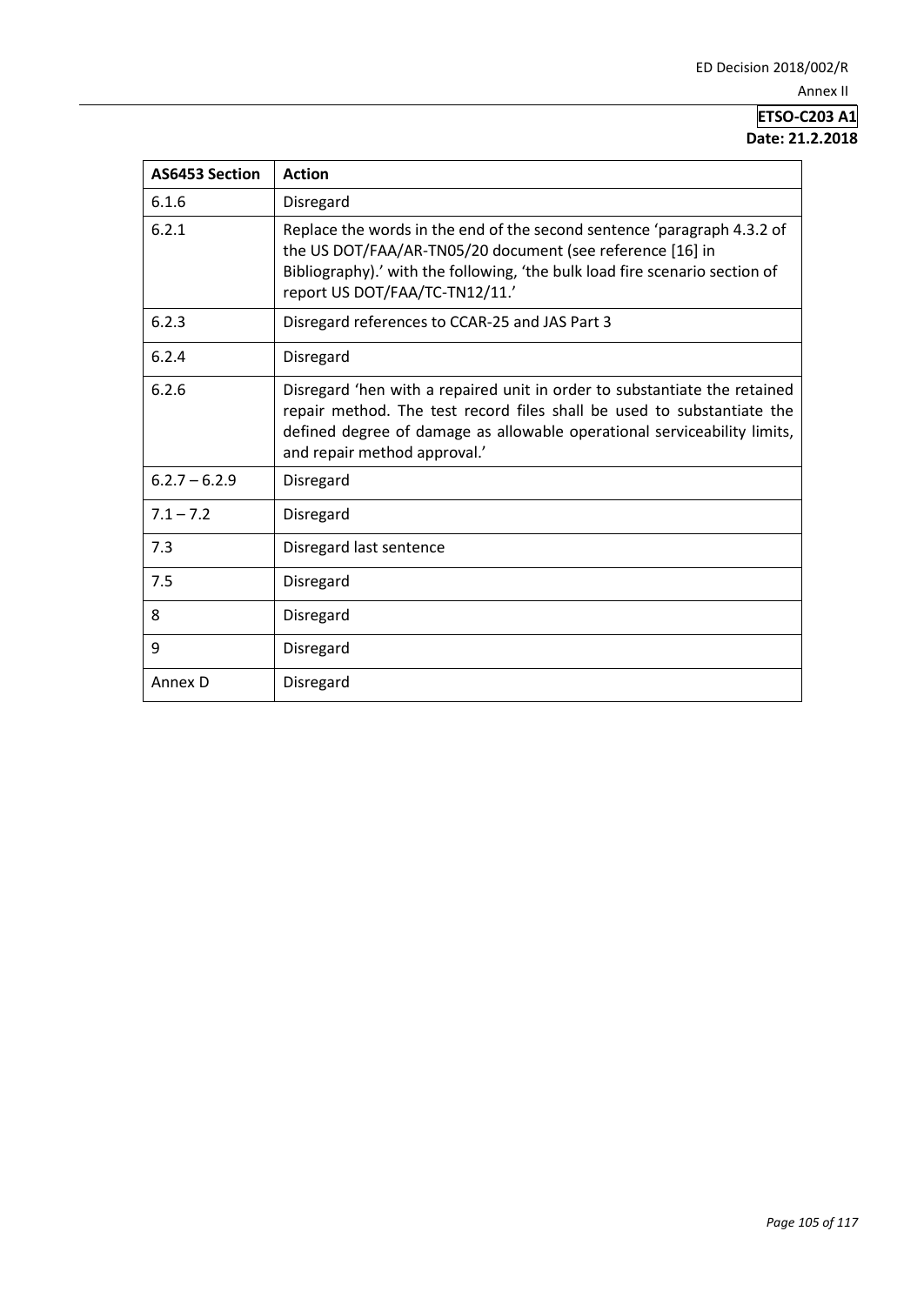| AS6453 Section | Action |
|---|---|
| 6.1.6 | Disregard |
| 6.2.1 | Replace the words in the end of the second sentence 'paragraph 4.3.2 of the US DOT/FAA/AR-TN05/20 document (see reference [16] in Bibliography).' with the following, 'the bulk load fire scenario section of report US DOT/FAA/TC-TN12/11.' |
| 6.2.3 | Disregard references to CCAR-25 and JAS Part 3 |
| 6.2.4 | Disregard |
| 6.2.6 | Disregard 'hen with a repaired unit in order to substantiate the retained repair method. The test record files shall be used to substantiate the defined degree of damage as allowable operational serviceability limits, and repair method approval.' |
| 6.2.7 – 6.2.9 | Disregard |
| 7.1 – 7.2 | Disregard |
| 7.3 | Disregard last sentence |
| 7.5 | Disregard |
| 8 | Disregard |
| 9 | Disregard |
| Annex D | Disregard |